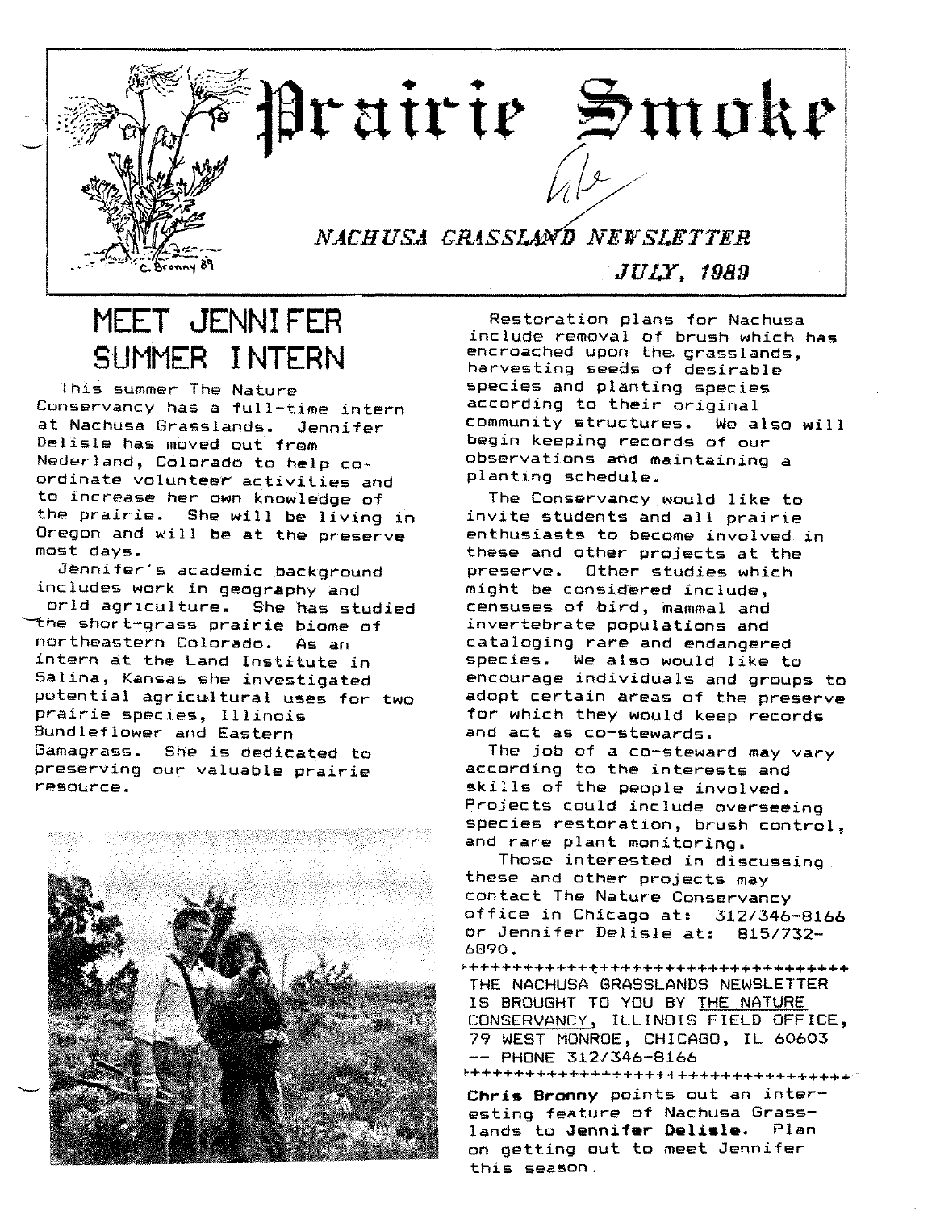# Prairie Smoke

*NACHUSA GRASSLAND NEWSLETTER*

*JULY, 1989*

## MEET JENNIFER SUMMER INTERN

This summer The Nature Conservancy has a full-time intern at Nachusa Grasslands. Jennifer Delisle has moved out from Nederland, Colorado to help co-ordinate volunteer activities and to increase her own knowledge of the prairie. She will be living in Oregon and will be at the preserve most days.

Jennifer's academic background includes work in geography and orld agriculture. She has studied the short-grass prairie biome of northeastern Colorado. As an intern at the Land Institute in Salina, Kansas she investigated potential agricultural uses for two prairie species, Illinois Bundleflower and Eastern Gamagrass. She is dedicated to preserving our valuable prairie resource.

Restoration plans for Nachusa include removal of brush which has encroached upon the grasslands, harvesting seeds of desirable species and planting species according to their original community structures. We also will begin keeping records of our observations and maintaining a planting schedule.

The Conservancy would like to invite students and all prairie enthusiasts to become involved in these and other projects at the preserve. Other studies which might be considered include, censuses of bird, mammal and invertebrate populations and cataloging rare and endangered species. We also would like to encourage individuals and groups to adopt certain areas of the preserve for which they would keep records and act as co-stewards.

The job of a co-steward may vary according to the interests and skills of the people involved. Projects could include overseeing species restoration, brush control, and rare plant monitoring.

Those interested in discussing these and other projects may contact The Nature Conservancy office in Chicago at: 312/346-8166 or Jennifer Delisle at: 815/732-6890.

THE NACHUSA GRASSLANDS NEWSLETTER IS BROUGHT TO YOU BY THE NATURE CONSERVANCY, ILLINOIS FIELD OFFICE, 79 WEST MONROE, CHICAGO, IL 60603 -- PHONE 312/346-8166

**Chris Bronny** points out an interesting feature of Nachusa Grasslands to **Jennifer Delisle.** Plan on getting out to meet Jennifer this season.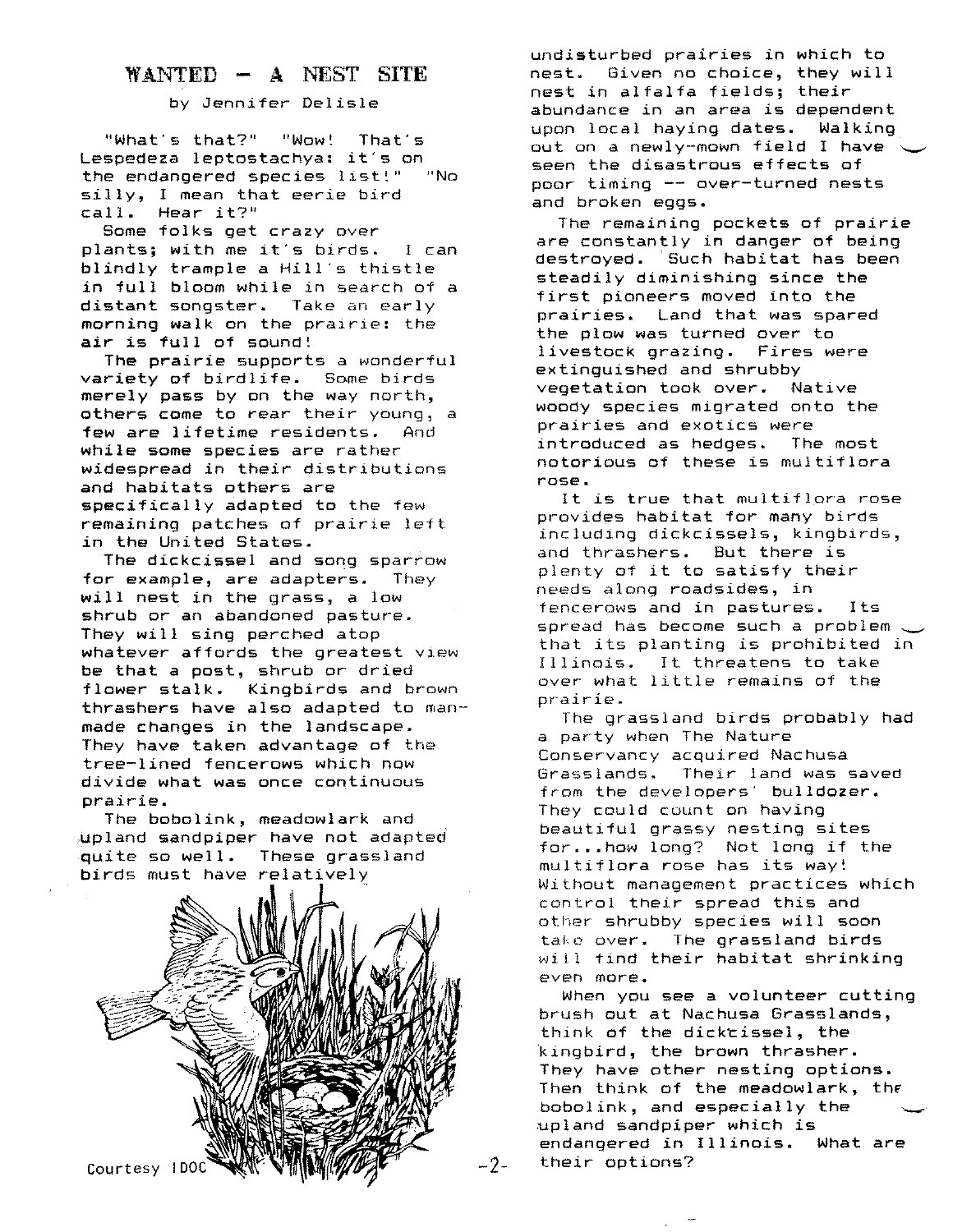# WANTED – A NEST SITE

by Jennifer Delisle

"What's that?" "Wow! That's Lespedeza leptostachya: it's on the endangered species list!" "No silly, I mean that eerie bird call. Hear it?"

Some folks get crazy over plants; with me it's birds. I can blindly trample a Hill's thistle in full bloom while in search of a distant songster. Take an early morning walk on the prairie: the air is full of sound!

The prairie supports a wonderful variety of birdlife. Some birds merely pass by on the way north, others come to rear their young, a few are lifetime residents. And while some species are rather widespread in their distributions and habitats others are specifically adapted to the few remaining patches of prairie left in the United States.

The dickcissel and song sparrow for example, are adapters. They will nest in the grass, a low shrub or an abandoned pasture. They will sing perched atop whatever affords the greatest view be that a post, shrub or dried flower stalk. Kingbirds and brown thrashers have also adapted to man-made changes in the landscape. They have taken advantage of the tree-lined fencerows which now divide what was once continuous prairie.

The bobolink, meadowlark and upland sandpiper have not adapted quite so well. These grassland birds must have relatively undisturbed prairies in which to nest. Given no choice, they will nest in alfalfa fields; their abundance in an area is dependent upon local haying dates. Walking out on a newly-mown field I have seen the disastrous effects of poor timing -- over-turned nests and broken eggs.

Courtesy IDOC

The remaining pockets of prairie are constantly in danger of being destroyed. Such habitat has been steadily diminishing since the first pioneers moved into the prairies. Land that was spared the plow was turned over to livestock grazing. Fires were extinguished and shrubby vegetation took over. Native woody species migrated onto the prairies and exotics were introduced as hedges. The most notorious of these is multiflora rose.

It is true that multiflora rose provides habitat for many birds including dickcissels, kingbirds, and thrashers. But there is plenty of it to satisfy their needs along roadsides, in fencerows and in pastures. Its spread has become such a problem that its planting is prohibited in Illinois. It threatens to take over what little remains of the prairie.

The grassland birds probably had a party when The Nature Conservancy acquired Nachusa Grasslands. Their land was saved from the developers' bulldozer. They could count on having beautiful grassy nesting sites for...how long? Not long if the multiflora rose has its way! Without management practices which control their spread this and other shrubby species will soon take over. The grassland birds will find their habitat shrinking even more.

When you see a volunteer cutting brush out at Nachusa Grasslands, think of the dickcissel, the kingbird, the brown thrasher. They have other nesting options. Then think of the meadowlark, the bobolink, and especially the upland sandpiper which is endangered in Illinois. What are their options?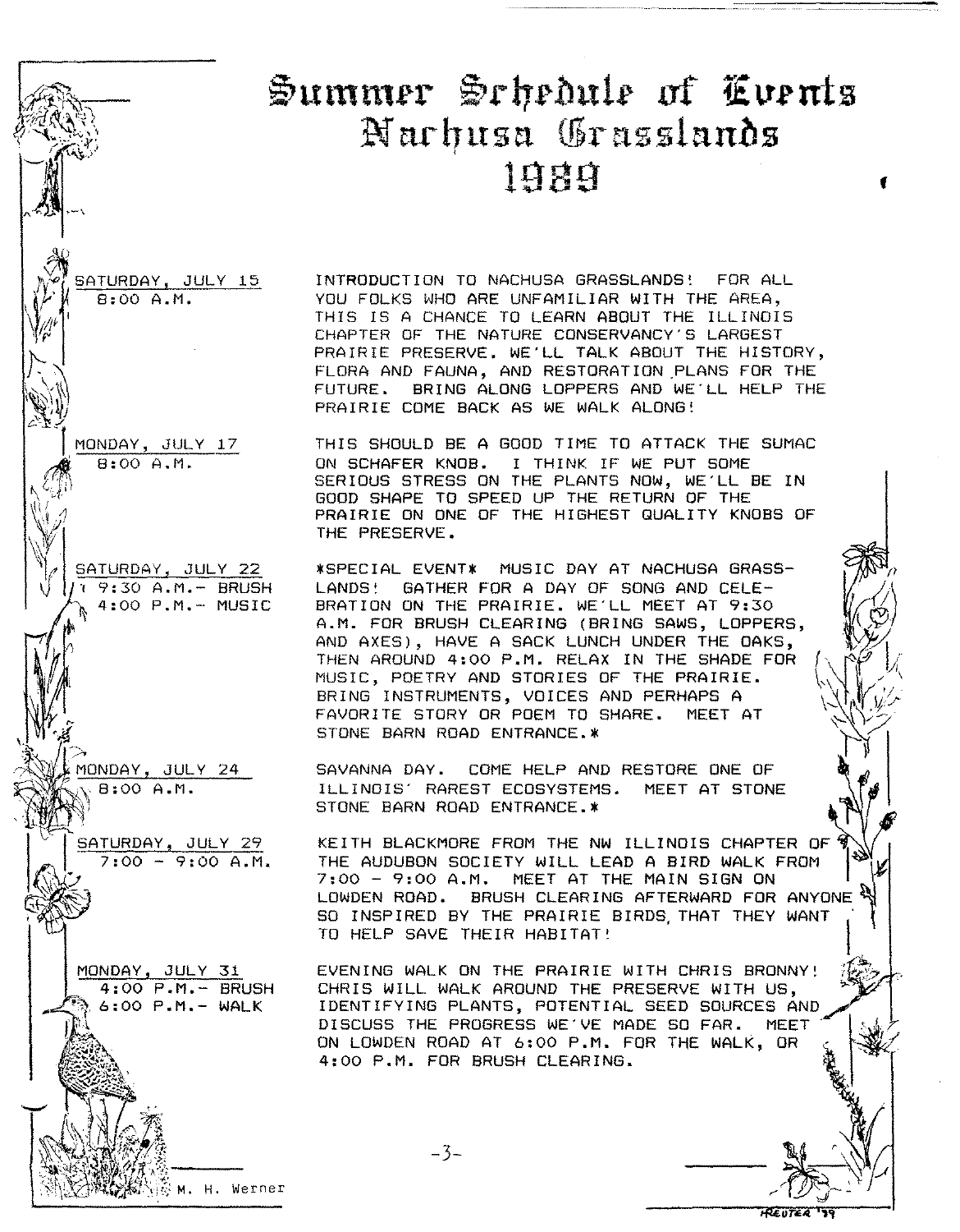# Summer Schedule of Events
# Nachusa Grasslands
# 1989

**SATURDAY, JULY 15**
8:00 A.M.

INTRODUCTION TO NACHUSA GRASSLANDS! FOR ALL YOU FOLKS WHO ARE UNFAMILIAR WITH THE AREA, THIS IS A CHANCE TO LEARN ABOUT THE ILLINOIS CHAPTER OF THE NATURE CONSERVANCY'S LARGEST PRAIRIE PRESERVE. WE'LL TALK ABOUT THE HISTORY, FLORA AND FAUNA, AND RESTORATION PLANS FOR THE FUTURE. BRING ALONG LOPPERS AND WE'LL HELP THE PRAIRIE COME BACK AS WE WALK ALONG!

**MONDAY, JULY 17**
8:00 A.M.

THIS SHOULD BE A GOOD TIME TO ATTACK THE SUMAC ON SCHAFER KNOB. I THINK IF WE PUT SOME SERIOUS STRESS ON THE PLANTS NOW, WE'LL BE IN GOOD SHAPE TO SPEED UP THE RETURN OF THE PRAIRIE ON ONE OF THE HIGHEST QUALITY KNOBS OF THE PRESERVE.

**SATURDAY, JULY 22**
9:30 A.M.- BRUSH
4:00 P.M.- MUSIC

*SPECIAL EVENT* MUSIC DAY AT NACHUSA GRASSLANDS! GATHER FOR A DAY OF SONG AND CELEBRATION ON THE PRAIRIE. WE'LL MEET AT 9:30 A.M. FOR BRUSH CLEARING (BRING SAWS, LOPPERS, AND AXES), HAVE A SACK LUNCH UNDER THE OAKS, THEN AROUND 4:00 P.M. RELAX IN THE SHADE FOR MUSIC, POETRY AND STORIES OF THE PRAIRIE. BRING INSTRUMENTS, VOICES AND PERHAPS A FAVORITE STORY OR POEM TO SHARE. MEET AT STONE BARN ROAD ENTRANCE.*

**MONDAY, JULY 24**
8:00 A.M.

SAVANNA DAY. COME HELP AND RESTORE ONE OF ILLINOIS' RAREST ECOSYSTEMS. MEET AT STONE STONE BARN ROAD ENTRANCE.*

**SATURDAY, JULY 29**
7:00 - 9:00 A.M.

KEITH BLACKMORE FROM THE NW ILLINOIS CHAPTER OF THE AUDUBON SOCIETY WILL LEAD A BIRD WALK FROM 7:00 - 9:00 A.M. MEET AT THE MAIN SIGN ON LOWDEN ROAD. BRUSH CLEARING AFTERWARD FOR ANYONE SO INSPIRED BY THE PRAIRIE BIRDS, THAT THEY WANT TO HELP SAVE THEIR HABITAT!

**MONDAY, JULY 31**
4:00 P.M.- BRUSH
6:00 P.M.- WALK

EVENING WALK ON THE PRAIRIE WITH CHRIS BRONNY! CHRIS WILL WALK AROUND THE PRESERVE WITH US, IDENTIFYING PLANTS, POTENTIAL SEED SOURCES AND DISCUSS THE PROGRESS WE'VE MADE SO FAR. MEET ON LOWDEN ROAD AT 6:00 P.M. FOR THE WALK, OR 4:00 P.M. FOR BRUSH CLEARING.

M. H. Werner

Reuter '89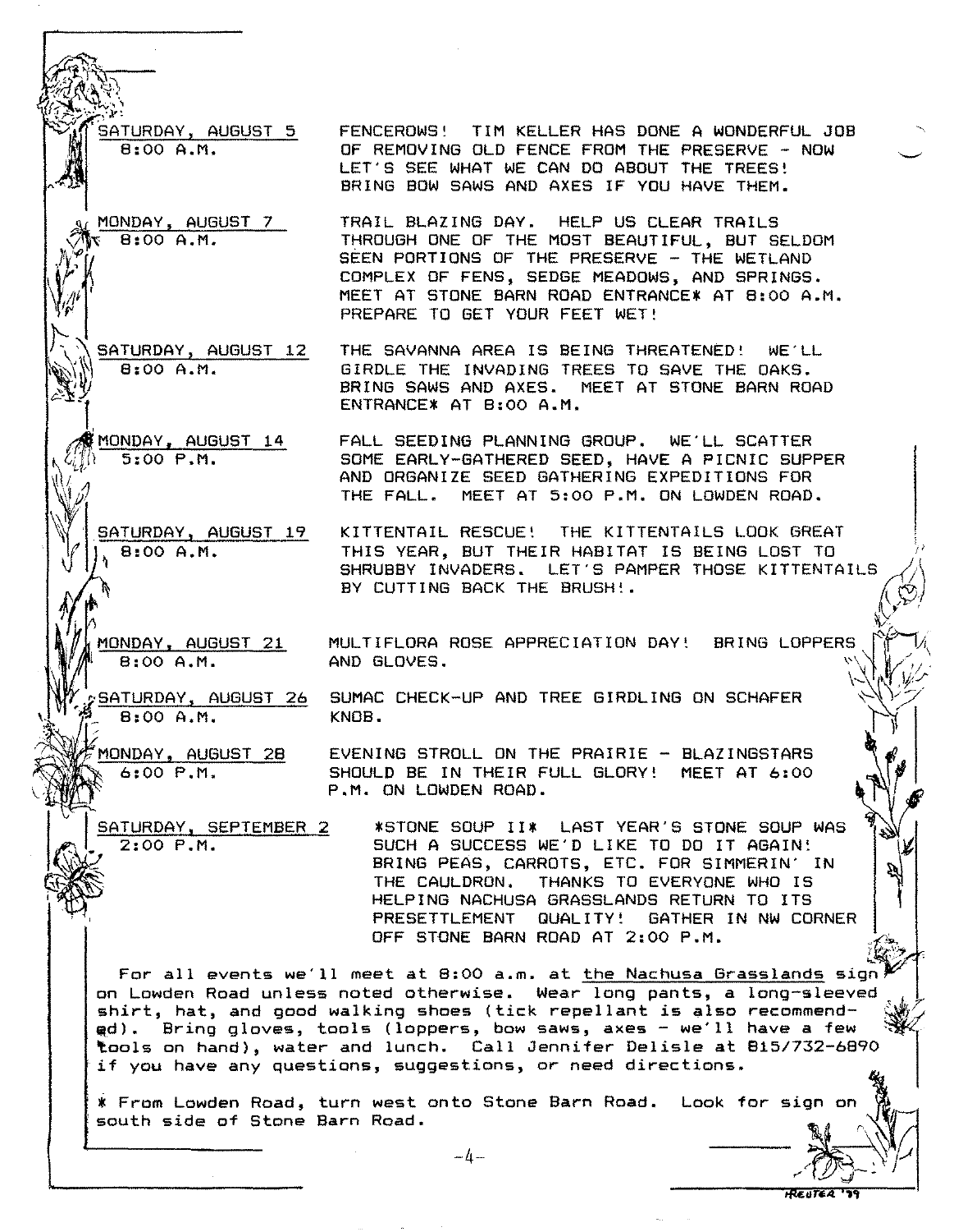SATURDAY, AUGUST 5
8:00 A.M.

FENCEROWS! TIM KELLER HAS DONE A WONDERFUL JOB OF REMOVING OLD FENCE FROM THE PRESERVE - NOW LET'S SEE WHAT WE CAN DO ABOUT THE TREES! BRING BOW SAWS AND AXES IF YOU HAVE THEM.

MONDAY, AUGUST 7
8:00 A.M.

TRAIL BLAZING DAY. HELP US CLEAR TRAILS THROUGH ONE OF THE MOST BEAUTIFUL, BUT SELDOM SEEN PORTIONS OF THE PRESERVE - THE WETLAND COMPLEX OF FENS, SEDGE MEADOWS, AND SPRINGS. MEET AT STONE BARN ROAD ENTRANCE* AT 8:00 A.M. PREPARE TO GET YOUR FEET WET!

SATURDAY, AUGUST 12
8:00 A.M.

THE SAVANNA AREA IS BEING THREATENED! WE'LL GIRDLE THE INVADING TREES TO SAVE THE OAKS. BRING SAWS AND AXES. MEET AT STONE BARN ROAD ENTRANCE* AT 8:00 A.M.

MONDAY, AUGUST 14
5:00 P.M.

FALL SEEDING PLANNING GROUP. WE'LL SCATTER SOME EARLY-GATHERED SEED, HAVE A PICNIC SUPPER AND ORGANIZE SEED GATHERING EXPEDITIONS FOR THE FALL. MEET AT 5:00 P.M. ON LOWDEN ROAD.

SATURDAY, AUGUST 19
8:00 A.M.

KITTENTAIL RESCUE! THE KITTENTAILS LOOK GREAT THIS YEAR, BUT THEIR HABITAT IS BEING LOST TO SHRUBBY INVADERS. LET'S PAMPER THOSE KITTENTAILS BY CUTTING BACK THE BRUSH!.

MONDAY, AUGUST 21
8:00 A.M.

MULTIFLORA ROSE APPRECIATION DAY! BRING LOPPERS AND GLOVES.

SATURDAY, AUGUST 26
8:00 A.M.

SUMAC CHECK-UP AND TREE GIRDLING ON SCHAFER KNOB.

MONDAY, AUGUST 28
6:00 P.M.

EVENING STROLL ON THE PRAIRIE - BLAZINGSTARS SHOULD BE IN THEIR FULL GLORY! MEET AT 6:00 P.M. ON LOWDEN ROAD.

SATURDAY, SEPTEMBER 2
2:00 P.M.

*STONE SOUP II* LAST YEAR'S STONE SOUP WAS SUCH A SUCCESS WE'D LIKE TO DO IT AGAIN! BRING PEAS, CARROTS, ETC. FOR SIMMERIN' IN THE CAULDRON. THANKS TO EVERYONE WHO IS HELPING NACHUSA GRASSLANDS RETURN TO ITS PRESETTLEMENT QUALITY! GATHER IN NW CORNER OFF STONE BARN ROAD AT 2:00 P.M.

For all events we'll meet at 8:00 a.m. at the Nachusa Grasslands sign on Lowden Road unless noted otherwise. Wear long pants, a long-sleeved shirt, hat, and good walking shoes (tick repellant is also recommended). Bring gloves, tools (loppers, bow saws, axes - we'll have a few tools on hand), water and lunch. Call Jennifer Delisle at 815/732-6890 if you have any questions, suggestions, or need directions.

* From Lowden Road, turn west onto Stone Barn Road. Look for sign on south side of Stone Barn Road.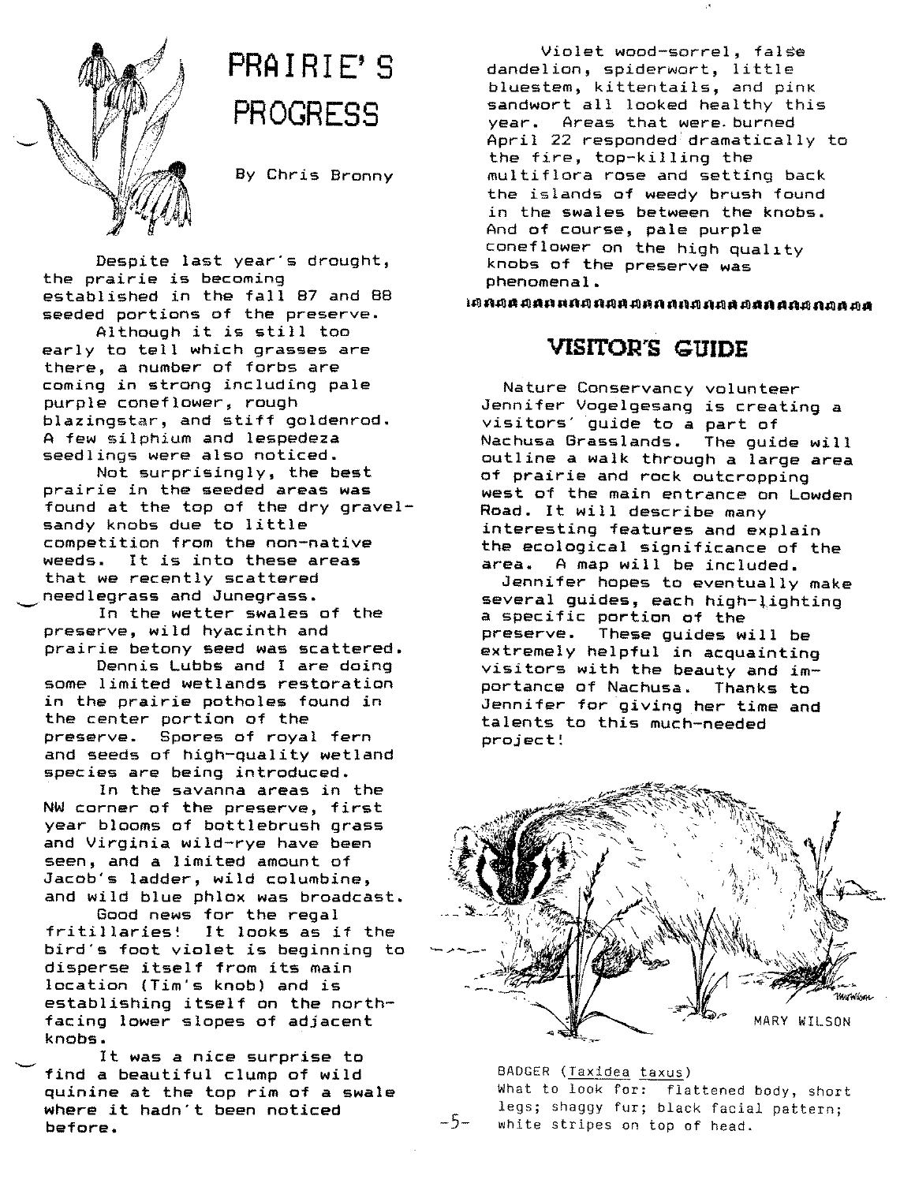# PRAIRIE'S PROGRESS

By Chris Bronny

Despite last year's drought, the prairie is becoming established in the fall 87 and 88 seeded portions of the preserve.

Although it is still too early to tell which grasses are there, a number of forbs are coming in strong including pale purple coneflower, rough blazingstar, and stiff goldenrod. A few silphium and lespedeza seedlings were also noticed.

Not surprisingly, the best prairie in the seeded areas was found at the top of the dry gravel-sandy knobs due to little competition from the non-native weeds. It is into these areas that we recently scattered needlegrass and Junegrass.

In the wetter swales of the preserve, wild hyacinth and prairie betony seed was scattered.

Dennis Lubbs and I are doing some limited wetlands restoration in the prairie potholes found in the center portion of the preserve. Spores of royal fern and seeds of high-quality wetland species are being introduced.

In the savanna areas in the NW corner of the preserve, first year blooms of bottlebrush grass and Virginia wild-rye have been seen, and a limited amount of Jacob's ladder, wild columbine, and wild blue phlox was broadcast.

Good news for the regal fritillaries! It looks as if the bird's foot violet is beginning to disperse itself from its main location (Tim's knob) and is establishing itself on the north-facing lower slopes of adjacent knobs.

It was a nice surprise to find a beautiful clump of wild quinine at the top rim of a swale where it hadn't been noticed before.

Violet wood-sorrel, false dandelion, spiderwort, little bluestem, kittentails, and pink sandwort all looked healthy this year. Areas that were burned April 22 responded dramatically to the fire, top-killing the multiflora rose and setting back the islands of weedy brush found in the swales between the knobs. And of course, pale purple coneflower on the high quality knobs of the preserve was phenomenal.

## VISITOR'S GUIDE

Nature Conservancy volunteer Jennifer Vogelgesang is creating a visitors' guide to a part of Nachusa Grasslands. The guide will outline a walk through a large area of prairie and rock outcropping west of the main entrance on Lowden Road. It will describe many interesting features and explain the ecological significance of the area. A map will be included.

Jennifer hopes to eventually make several guides, each high-lighting a specific portion of the preserve. These guides will be extremely helpful in acquainting visitors with the beauty and importance of Nachusa. Thanks to Jennifer for giving her time and talents to this much-needed project!

MARY WILSON

BADGER (*Taxidea taxus*)
What to look for: flattened body, short legs; shaggy fur; black facial pattern; white stripes on top of head.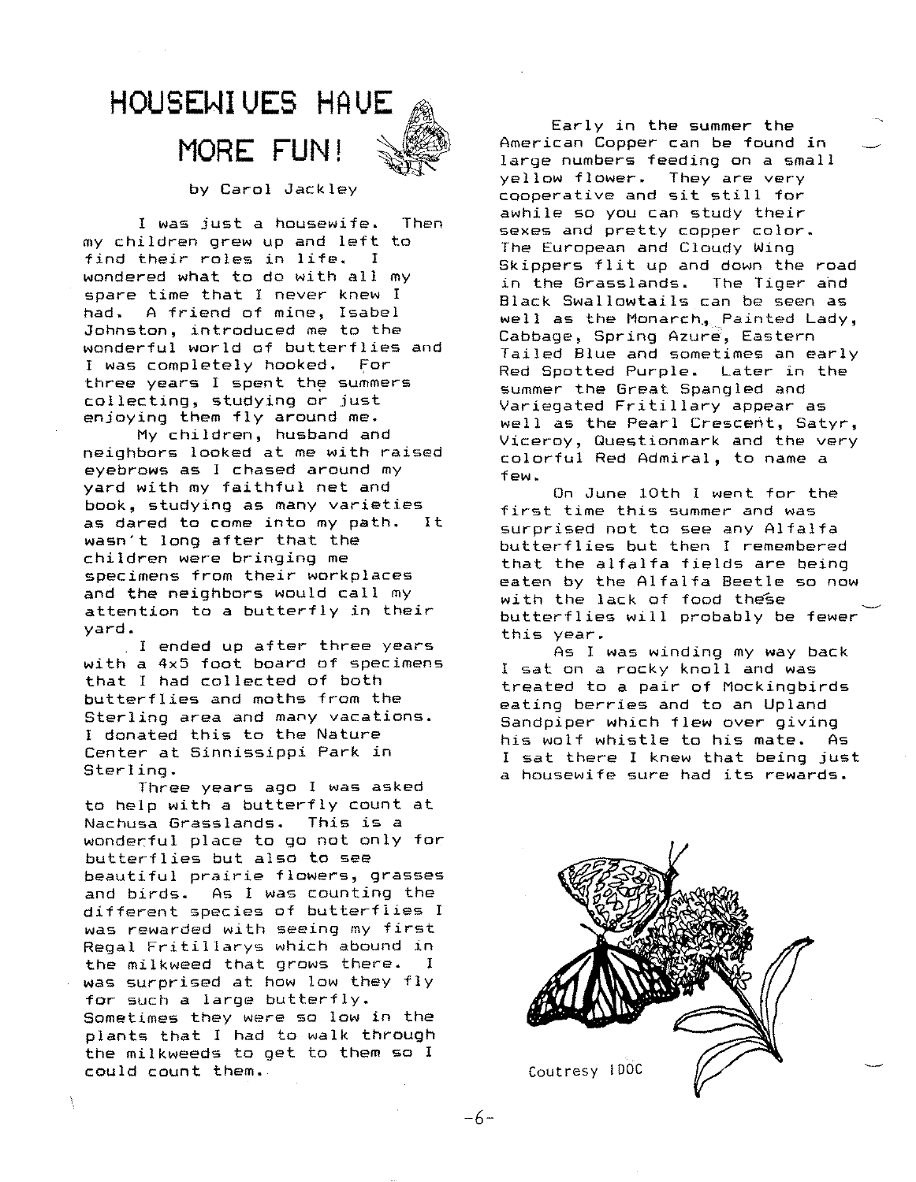# HOUSEWIVES HAVE MORE FUN!

by Carol Jackley

I was just a housewife. Then my children grew up and left to find their roles in life. I wondered what to do with all my spare time that I never knew I had. A friend of mine, Isabel Johnston, introduced me to the wonderful world of butterflies and I was completely hooked. For three years I spent the summers collecting, studying or just enjoying them fly around me.

My children, husband and neighbors looked at me with raised eyebrows as I chased around my yard with my faithful net and book, studying as many varieties as dared to come into my path. It wasn't long after that the children were bringing me specimens from their workplaces and the neighbors would call my attention to a butterfly in their yard.

I ended up after three years with a 4x5 foot board of specimens that I had collected of both butterflies and moths from the Sterling area and many vacations. I donated this to the Nature Center at Sinnissippi Park in Sterling.

Three years ago I was asked to help with a butterfly count at Nachusa Grasslands. This is a wonderful place to go not only for butterflies but also to see beautiful prairie flowers, grasses and birds. As I was counting the different species of butterflies I was rewarded with seeing my first Regal Fritillarys which abound in the milkweed that grows there. I was surprised at how low they fly for such a large butterfly. Sometimes they were so low in the plants that I had to walk through the milkweeds to get to them so I could count them.

Early in the summer the American Copper can be found in large numbers feeding on a small yellow flower. They are very cooperative and sit still for awhile so you can study their sexes and pretty copper color. The European and Cloudy Wing Skippers flit up and down the road in the Grasslands. The Tiger and Black Swallowtails can be seen as well as the Monarch, Painted Lady, Cabbage, Spring Azure, Eastern Tailed Blue and sometimes an early Red Spotted Purple. Later in the summer the Great Spangled and Variegated Fritillary appear as well as the Pearl Crescent, Satyr, Viceroy, Questionmark and the very colorful Red Admiral, to name a few.

On June 10th I went for the first time this summer and was surprised not to see any Alfalfa butterflies but then I remembered that the alfalfa fields are being eaten by the Alfalfa Beetle so now with the lack of food these butterflies will probably be fewer this year.

As I was winding my way back I sat on a rocky knoll and was treated to a pair of Mockingbirds eating berries and to an Upland Sandpiper which flew over giving his wolf whistle to his mate. As I sat there I knew that being just a housewife sure had its rewards.

Coutresy IDOC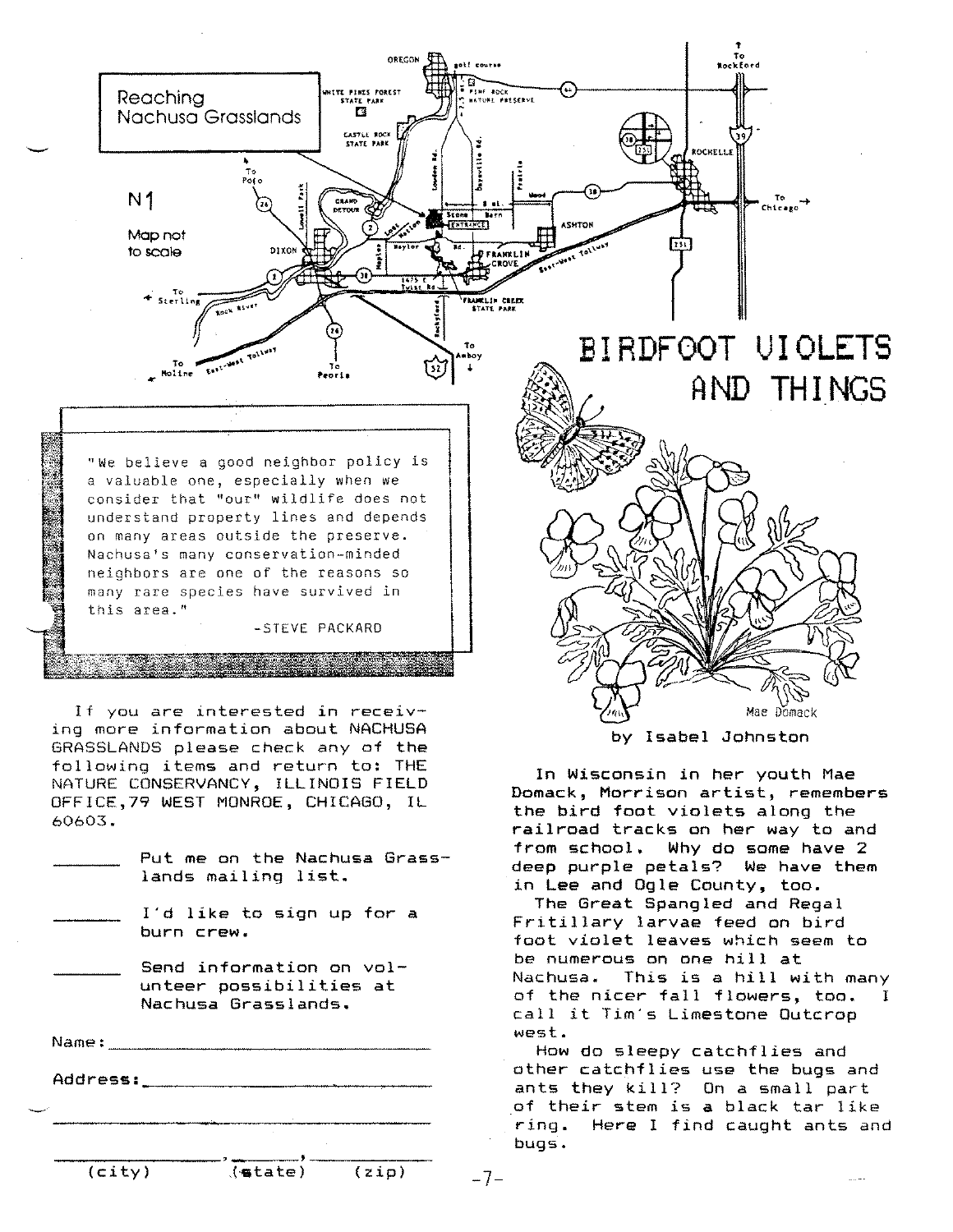## Reaching Nachusa Grasslands

N1

Map not to scale

> "We believe a good neighbor policy is a valuable one, especially when we consider that "our" wildlife does not understand property lines and depends on many areas outside the preserve. Nachusa's many conservation-minded neighbors are one of the reasons so many rare species have survived in this area."
>
> -STEVE PACKARD

If you are interested in receiving more information about NACHUSA GRASSLANDS please check any of the following items and return to: THE NATURE CONSERVANCY, ILLINOIS FIELD OFFICE, 79 WEST MONROE, CHICAGO, IL 60603.

______ Put me on the Nachusa Grasslands mailing list.

______ I'd like to sign up for a burn crew.

______ Send information on volunteer possibilities at Nachusa Grasslands.

Name: ______________________________

Address: ____________________________

____________________________________

__________, __________, __________
(city) (state) (zip)

# BIRDFOOT VIOLETS AND THINGS

Mae Domack

by Isabel Johnston

In Wisconsin in her youth Mae Domack, Morrison artist, remembers the bird foot violets along the railroad tracks on her way to and from school. Why do some have 2 deep purple petals? We have them in Lee and Ogle County, too.

The Great Spangled and Regal Fritillary larvae feed on bird foot violet leaves which seem to be numerous on one hill at Nachusa. This is a hill with many of the nicer fall flowers, too. I call it Tim's Limestone Outcrop west.

How do sleepy catchflies and other catchflies use the bugs and ants they kill? On a small part of their stem is a black tar like ring. Here I find caught ants and bugs.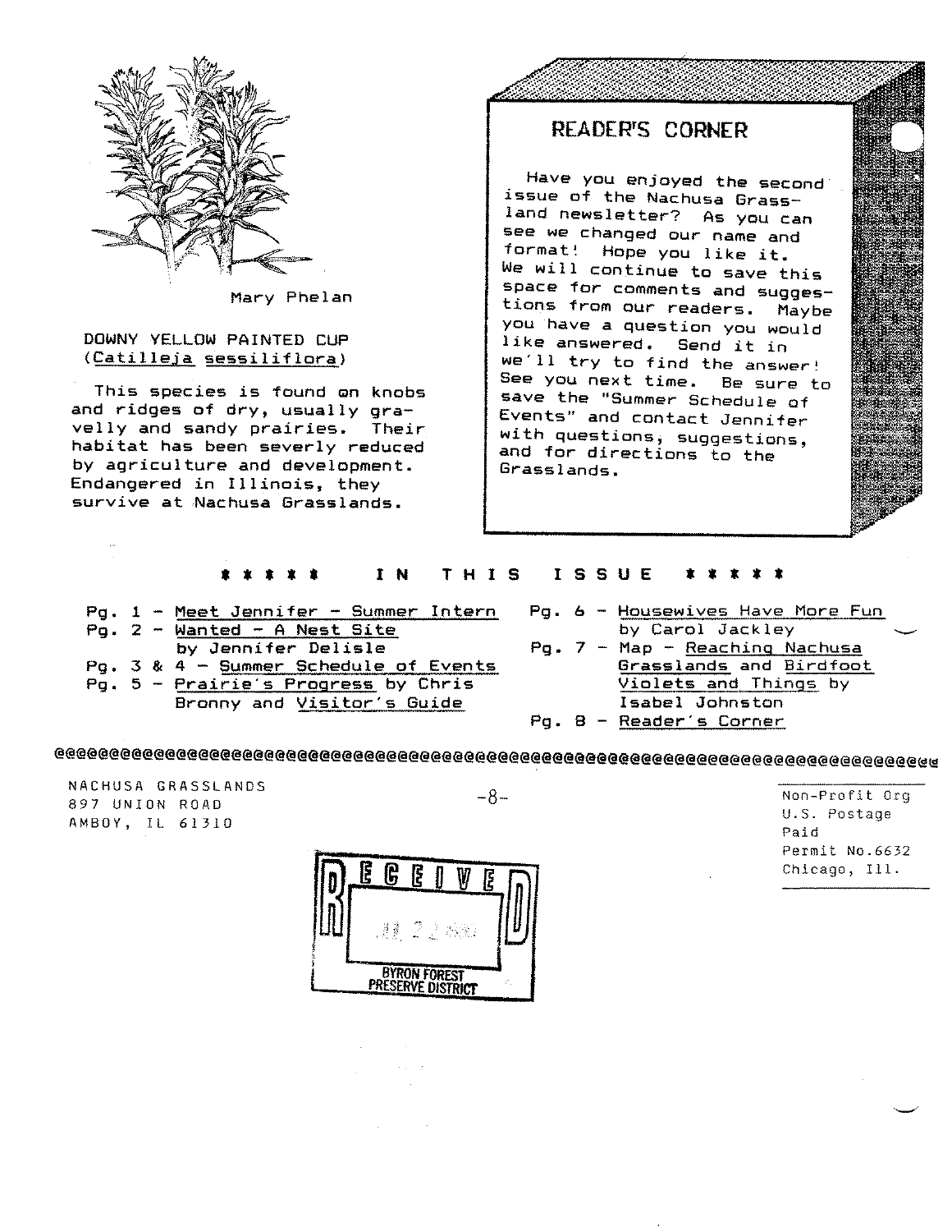Mary Phelan

DOWNY YELLOW PAINTED CUP
(Catilleja sessiliflora)

This species is found on knobs and ridges of dry, usually gravelly and sandy prairies. Their habitat has been severly reduced by agriculture and development. Endangered in Illinois, they survive at Nachusa Grasslands.

## READER'S CORNER

Have you enjoyed the second issue of the Nachusa Grassland newsletter? As you can see we changed our name and format! Hope you like it. We will continue to save this space for comments and suggestions from our readers. Maybe you have a question you would like answered. Send it in we'll try to find the answer! See you next time. Be sure to save the "Summer Schedule of Events" and contact Jennifer with questions, suggestions, and for directions to the Grasslands.

## * * * * * IN THIS ISSUE * * * * *

Pg. 1 - Meet Jennifer - Summer Intern
Pg. 2 - Wanted - A Nest Site by Jennifer Delisle
Pg. 3 & 4 - Summer Schedule of Events
Pg. 5 - Prairie's Progress by Chris Bronny and Visitor's Guide
Pg. 6 - Housewives Have More Fun by Carol Jackley
Pg. 7 - Map - Reaching Nachusa Grasslands and Birdfoot Violets and Things by Isabel Johnston
Pg. 8 - Reader's Corner

NACHUSA GRASSLANDS
897 UNION ROAD
AMBOY, IL 61310

Non-Profit Org
U.S. Postage
Paid
Permit No.6632
Chicago, Ill.

RECEIVED
JUL 22 1986
BYRON FOREST PRESERVE DISTRICT